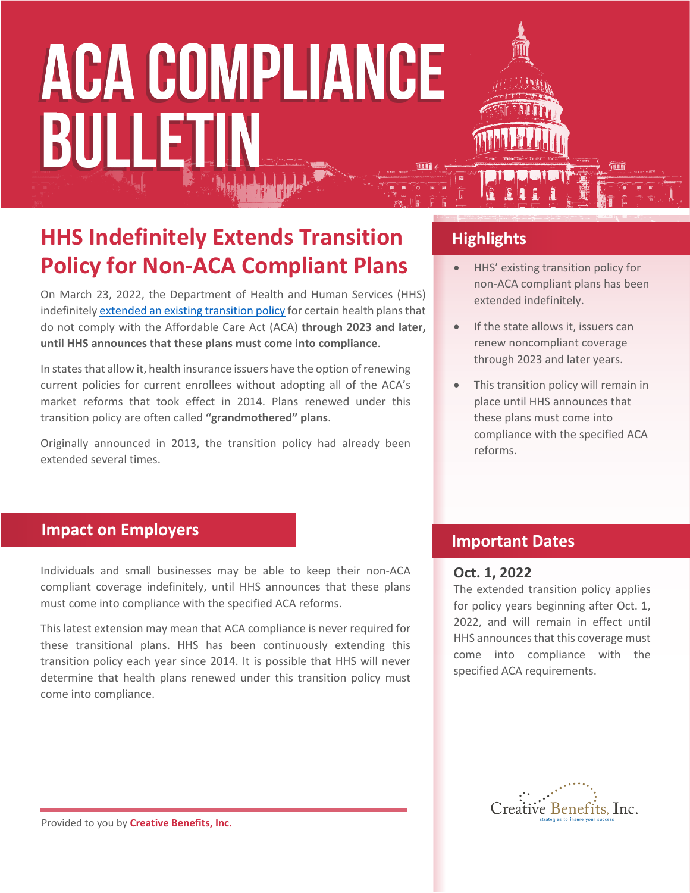# ACA COMPLIANCE BULLETIN

## HHS Indefinitely Extends Transition Policy for Non-ACA Compliant Plans

On March 23, 2022, the Department of Health and Human Services (HHS) indefinitely extended an existing transition policy for certain health plans that do not comply with the Affordable Care Act (ACA) **through 2023 and later, until HHS announces that these plans must come into compliance**.

In states that allow it, health insurance issuers have the option of renewing current policies for current enrollees without adopting all of the ACA's market reforms that took effect in 2014. Plans renewed under this transition policy are often called **"grandmothered" plans**.

Originally announced in 2013, the transition policy had already been extended several times.

## Highlights

- HHS' existing transition policy for non-ACA compliant plans has been extended indefinitely.
- If the state allows it, issuers can renew noncompliant coverage through 2023 and later years.
- This transition policy will remain in place until HHS announces that these plans must come into compliance with the specified ACA reforms.

## Impact on Employers

Individuals and small businesses may be able to keep their non-ACA compliant coverage indefinitely, until HHS announces that these plans must come into compliance with the specified ACA reforms.

This latest extension may mean that ACA compliance is never required for these transitional plans. HHS has been continuously extending this transition policy each year since 2014. It is possible that HHS will never determine that health plans renewed under this transition policy must come into compliance.

## Important Dates

### Oct. 1, 2022

The extended transition policy applies for policy years beginning after Oct. 1, 2022, and will remain in effect until HHS announces that this coverage must come into compliance with the specified ACA requirements.

Provided to you by **Creative Benefits, Inc.**

Creative Benefits, Inc.
strategies to insure your success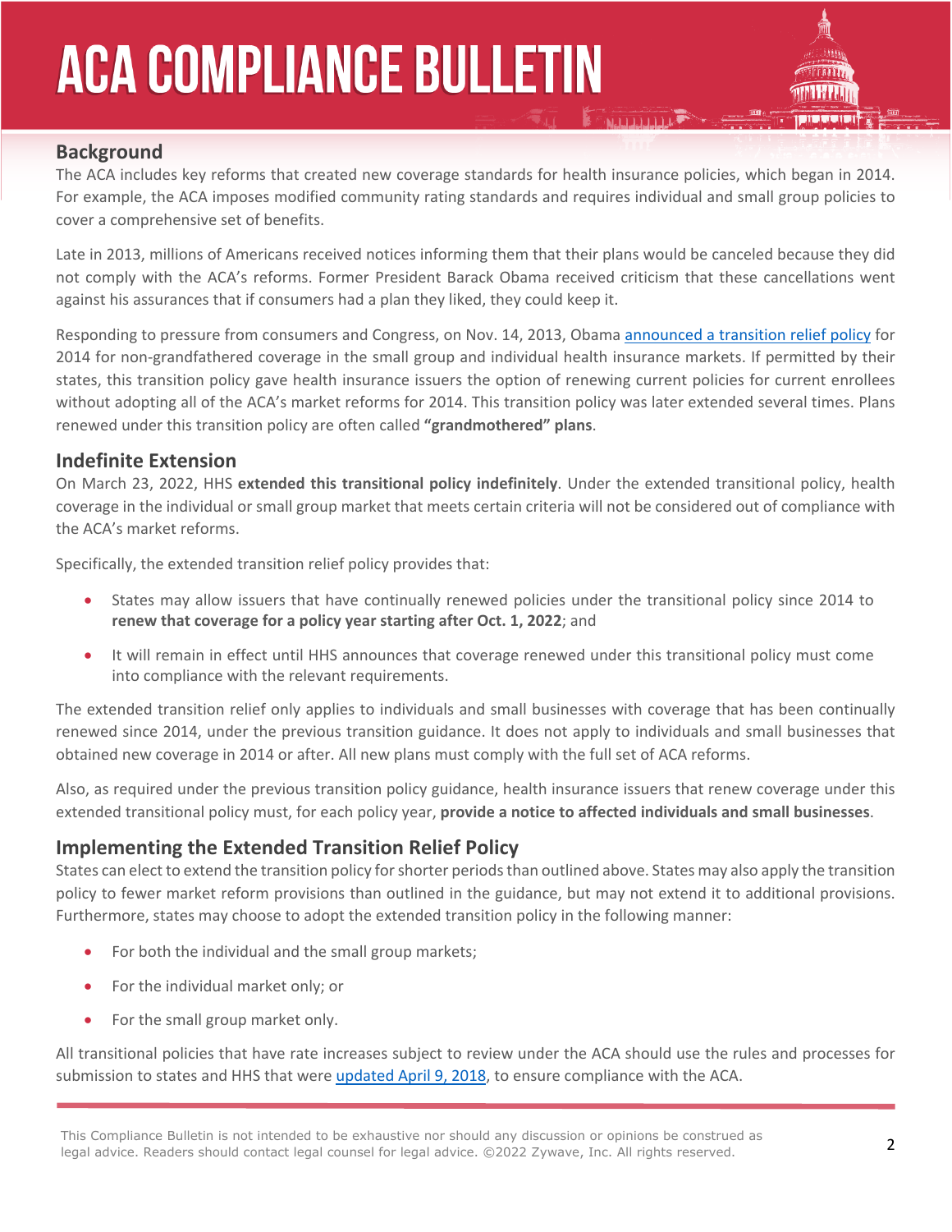## Background

The ACA includes key reforms that created new coverage standards for health insurance policies, which began in 2014. For example, the ACA imposes modified community rating standards and requires individual and small group policies to cover a comprehensive set of benefits.

Late in 2013, millions of Americans received notices informing them that their plans would be canceled because they did not comply with the ACA's reforms. Former President Barack Obama received criticism that these cancellations went against his assurances that if consumers had a plan they liked, they could keep it.

Responding to pressure from consumers and Congress, on Nov. 14, 2013, Obama announced a transition relief policy for 2014 for non-grandfathered coverage in the small group and individual health insurance markets. If permitted by their states, this transition policy gave health insurance issuers the option of renewing current policies for current enrollees without adopting all of the ACA's market reforms for 2014. This transition policy was later extended several times. Plans renewed under this transition policy are often called **"grandmothered" plans**.

## Indefinite Extension

On March 23, 2022, HHS **extended this transitional policy indefinitely**. Under the extended transitional policy, health coverage in the individual or small group market that meets certain criteria will not be considered out of compliance with the ACA's market reforms.

Specifically, the extended transition relief policy provides that:

- States may allow issuers that have continually renewed policies under the transitional policy since 2014 to **renew that coverage for a policy year starting after Oct. 1, 2022**; and
- It will remain in effect until HHS announces that coverage renewed under this transitional policy must come into compliance with the relevant requirements.

The extended transition relief only applies to individuals and small businesses with coverage that has been continually renewed since 2014, under the previous transition guidance. It does not apply to individuals and small businesses that obtained new coverage in 2014 or after. All new plans must comply with the full set of ACA reforms.

Also, as required under the previous transition policy guidance, health insurance issuers that renew coverage under this extended transitional policy must, for each policy year, **provide a notice to affected individuals and small businesses**.

## Implementing the Extended Transition Relief Policy

States can elect to extend the transition policy for shorter periods than outlined above. States may also apply the transition policy to fewer market reform provisions than outlined in the guidance, but may not extend it to additional provisions. Furthermore, states may choose to adopt the extended transition policy in the following manner:

- For both the individual and the small group markets;
- For the individual market only; or
- For the small group market only.

All transitional policies that have rate increases subject to review under the ACA should use the rules and processes for submission to states and HHS that were updated April 9, 2018, to ensure compliance with the ACA.

This Compliance Bulletin is not intended to be exhaustive nor should any discussion or opinions be construed as legal advice. Readers should contact legal counsel for legal advice. ©2022 Zywave, Inc. All rights reserved.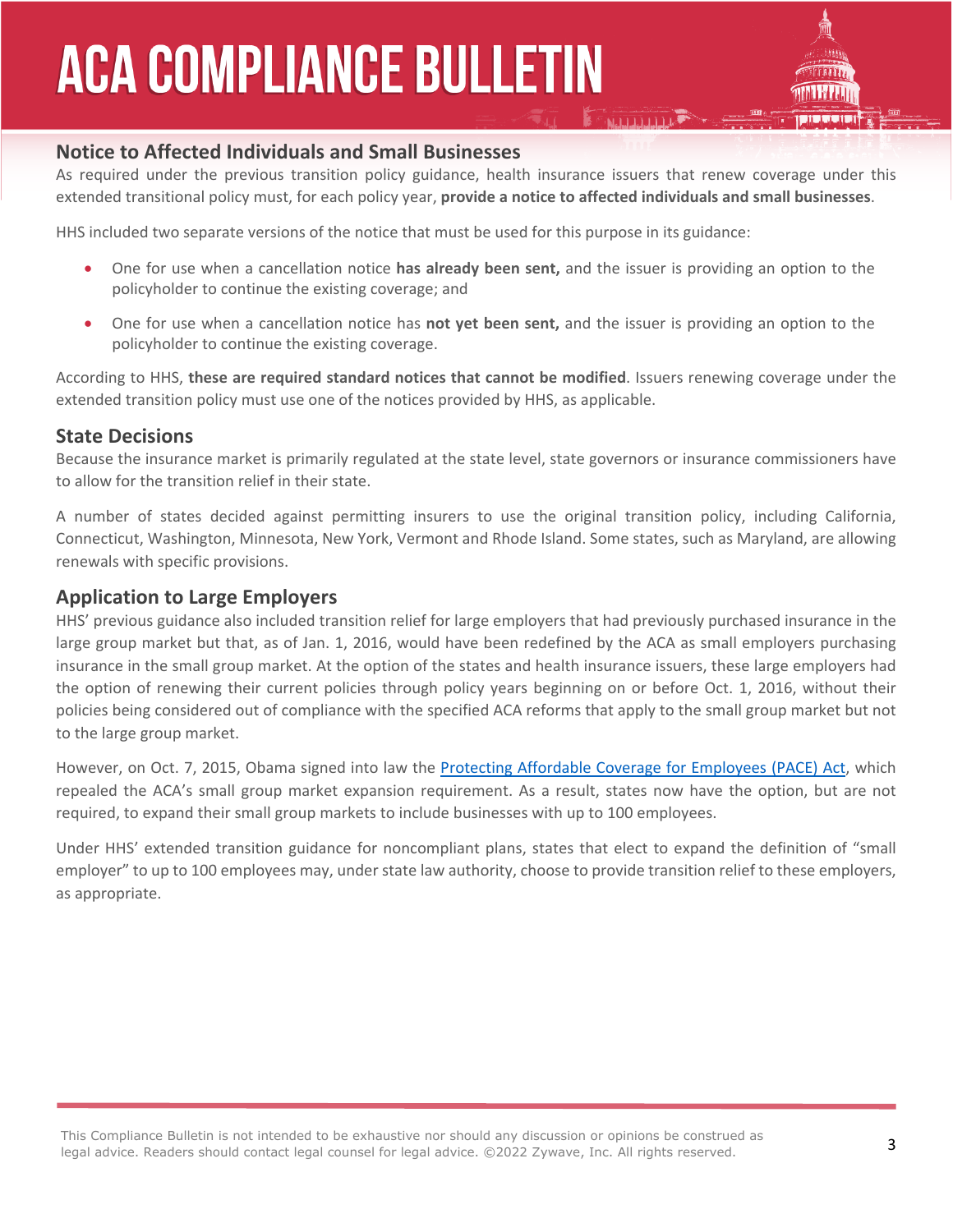## Notice to Affected Individuals and Small Businesses

As required under the previous transition policy guidance, health insurance issuers that renew coverage under this extended transitional policy must, for each policy year, **provide a notice to affected individuals and small businesses**.

HHS included two separate versions of the notice that must be used for this purpose in its guidance:

- One for use when a cancellation notice **has already been sent,** and the issuer is providing an option to the policyholder to continue the existing coverage; and
- One for use when a cancellation notice has **not yet been sent,** and the issuer is providing an option to the policyholder to continue the existing coverage.

According to HHS, **these are required standard notices that cannot be modified**. Issuers renewing coverage under the extended transition policy must use one of the notices provided by HHS, as applicable.

## State Decisions

Because the insurance market is primarily regulated at the state level, state governors or insurance commissioners have to allow for the transition relief in their state.

A number of states decided against permitting insurers to use the original transition policy, including California, Connecticut, Washington, Minnesota, New York, Vermont and Rhode Island. Some states, such as Maryland, are allowing renewals with specific provisions.

## Application to Large Employers

HHS' previous guidance also included transition relief for large employers that had previously purchased insurance in the large group market but that, as of Jan. 1, 2016, would have been redefined by the ACA as small employers purchasing insurance in the small group market. At the option of the states and health insurance issuers, these large employers had the option of renewing their current policies through policy years beginning on or before Oct. 1, 2016, without their policies being considered out of compliance with the specified ACA reforms that apply to the small group market but not to the large group market.

However, on Oct. 7, 2015, Obama signed into law the Protecting Affordable Coverage for Employees (PACE) Act, which repealed the ACA's small group market expansion requirement. As a result, states now have the option, but are not required, to expand their small group markets to include businesses with up to 100 employees.

Under HHS' extended transition guidance for noncompliant plans, states that elect to expand the definition of "small employer" to up to 100 employees may, under state law authority, choose to provide transition relief to these employers, as appropriate.

This Compliance Bulletin is not intended to be exhaustive nor should any discussion or opinions be construed as legal advice. Readers should contact legal counsel for legal advice. ©2022 Zywave, Inc. All rights reserved.